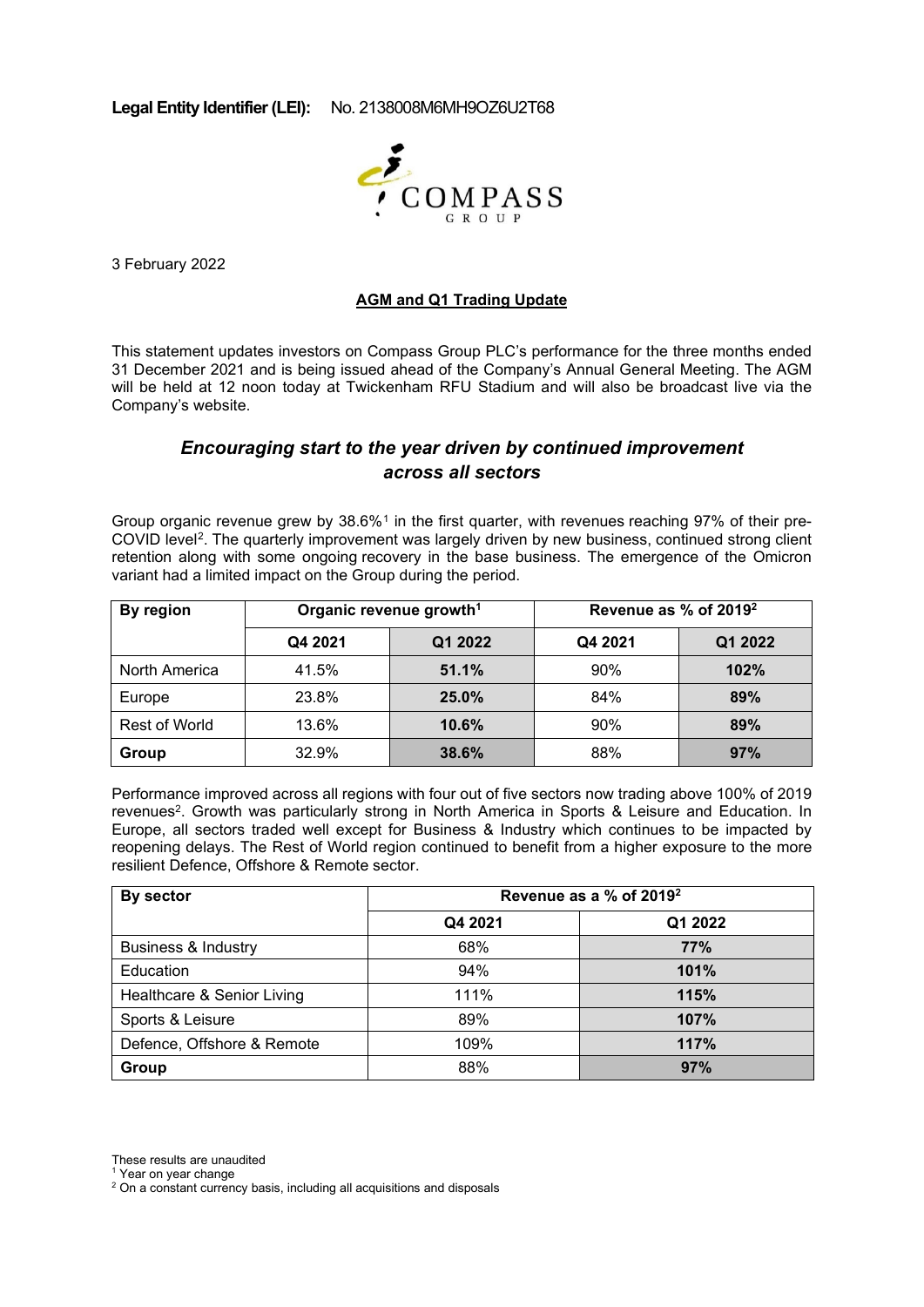**Legal Entity Identifier (LEI):** No. 2138008M6MH9OZ6U2T68

COMPASS GROUP

3 February 2022

## AGM and Q1 Trading Update

This statement updates investors on Compass Group PLC's performance for the three months ended 31 December 2021 and is being issued ahead of the Company's Annual General Meeting. The AGM will be held at 12 noon today at Twickenham RFU Stadium and will also be broadcast live via the Company's website.

### *Encouraging start to the year driven by continued improvement across all sectors*

Group organic revenue grew by 38.6%[1] in the first quarter, with revenues reaching 97% of their pre-COVID level[2]. The quarterly improvement was largely driven by new business, continued strong client retention along with some ongoing recovery in the base business. The emergence of the Omicron variant had a limited impact on the Group during the period.

| By region | Organic revenue growth[1] | | Revenue as % of 2019[2] | |
|---|---|---|---|---|
| | Q4 2021 | Q1 2022 | Q4 2021 | Q1 2022 |
| North America | 41.5% | **51.1%** | 90% | **102%** |
| Europe | 23.8% | **25.0%** | 84% | **89%** |
| Rest of World | 13.6% | **10.6%** | 90% | **89%** |
| **Group** | 32.9% | **38.6%** | 88% | **97%** |

Performance improved across all regions with four out of five sectors now trading above 100% of 2019 revenues[2]. Growth was particularly strong in North America in Sports & Leisure and Education. In Europe, all sectors traded well except for Business & Industry which continues to be impacted by reopening delays. The Rest of World region continued to benefit from a higher exposure to the more resilient Defence, Offshore & Remote sector.

| By sector | Revenue as a % of 2019[2] | |
|---|---|---|
| | Q4 2021 | Q1 2022 |
| Business & Industry | 68% | **77%** |
| Education | 94% | **101%** |
| Healthcare & Senior Living | 111% | **115%** |
| Sports & Leisure | 89% | **107%** |
| Defence, Offshore & Remote | 109% | **117%** |
| **Group** | 88% | **97%** |

These results are unaudited
[1] Year on year change
[2] On a constant currency basis, including all acquisitions and disposals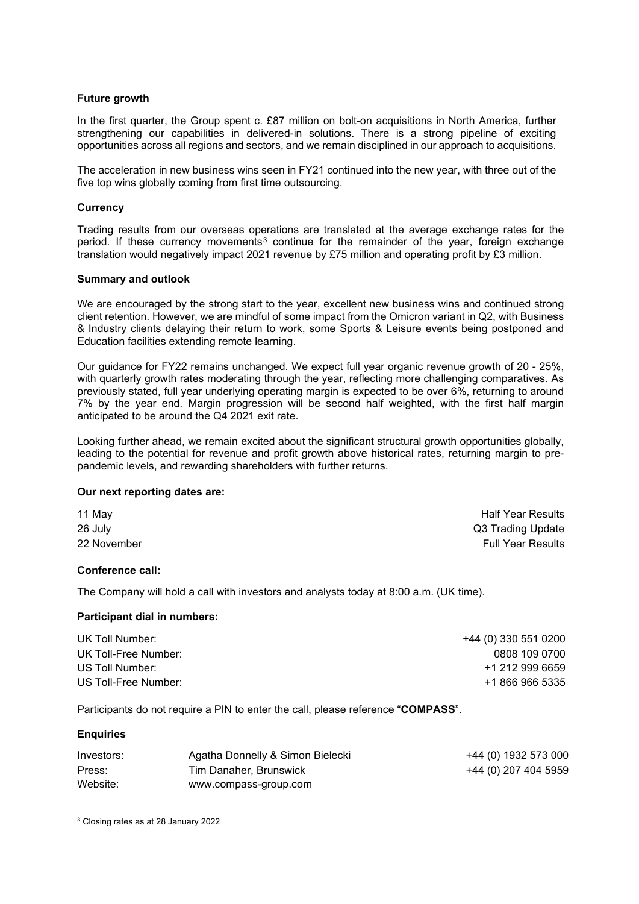### Future growth

In the first quarter, the Group spent c. £87 million on bolt-on acquisitions in North America, further strengthening our capabilities in delivered-in solutions. There is a strong pipeline of exciting opportunities across all regions and sectors, and we remain disciplined in our approach to acquisitions.

The acceleration in new business wins seen in FY21 continued into the new year, with three out of the five top wins globally coming from first time outsourcing.

### Currency

Trading results from our overseas operations are translated at the average exchange rates for the period. If these currency movements[3] continue for the remainder of the year, foreign exchange translation would negatively impact 2021 revenue by £75 million and operating profit by £3 million.

### Summary and outlook

We are encouraged by the strong start to the year, excellent new business wins and continued strong client retention. However, we are mindful of some impact from the Omicron variant in Q2, with Business & Industry clients delaying their return to work, some Sports & Leisure events being postponed and Education facilities extending remote learning.

Our guidance for FY22 remains unchanged. We expect full year organic revenue growth of 20 - 25%, with quarterly growth rates moderating through the year, reflecting more challenging comparatives. As previously stated, full year underlying operating margin is expected to be over 6%, returning to around 7% by the year end. Margin progression will be second half weighted, with the first half margin anticipated to be around the Q4 2021 exit rate.

Looking further ahead, we remain excited about the significant structural growth opportunities globally, leading to the potential for revenue and profit growth above historical rates, returning margin to pre-pandemic levels, and rewarding shareholders with further returns.

### Our next reporting dates are:

| | |
|---|---|
| 11 May | Half Year Results |
| 26 July | Q3 Trading Update |
| 22 November | Full Year Results |

### Conference call:

The Company will hold a call with investors and analysts today at 8:00 a.m. (UK time).

### Participant dial in numbers:

| | |
|---|---|
| UK Toll Number: | +44 (0) 330 551 0200 |
| UK Toll-Free Number: | 0808 109 0700 |
| US Toll Number: | +1 212 999 6659 |
| US Toll-Free Number: | +1 866 966 5335 |

Participants do not require a PIN to enter the call, please reference "**COMPASS**".

### Enquiries

| | | |
|---|---|---|
| Investors: | Agatha Donnelly & Simon Bielecki | +44 (0) 1932 573 000 |
| Press: | Tim Danaher, Brunswick | +44 (0) 207 404 5959 |
| Website: | www.compass-group.com | |

[3] Closing rates as at 28 January 2022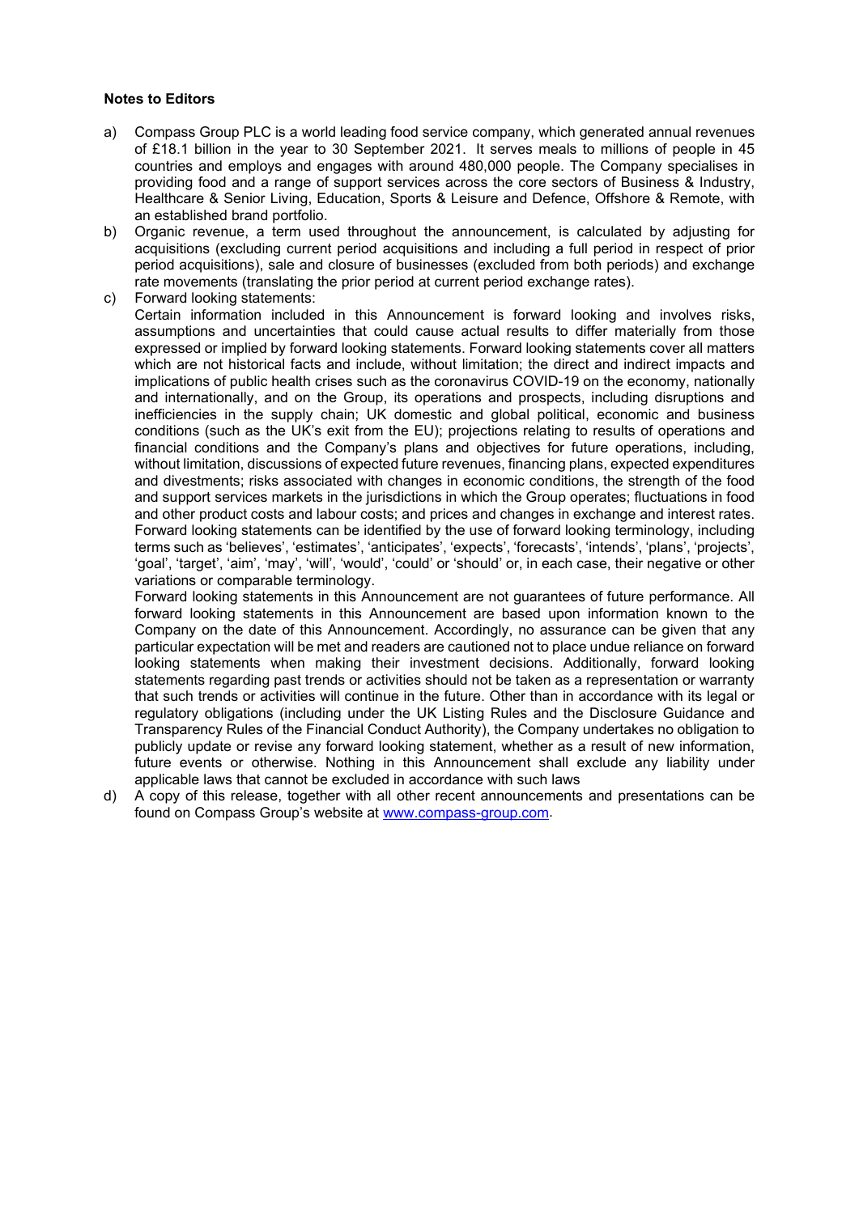**Notes to Editors**

a) Compass Group PLC is a world leading food service company, which generated annual revenues of £18.1 billion in the year to 30 September 2021. It serves meals to millions of people in 45 countries and employs and engages with around 480,000 people. The Company specialises in providing food and a range of support services across the core sectors of Business & Industry, Healthcare & Senior Living, Education, Sports & Leisure and Defence, Offshore & Remote, with an established brand portfolio.

b) Organic revenue, a term used throughout the announcement, is calculated by adjusting for acquisitions (excluding current period acquisitions and including a full period in respect of prior period acquisitions), sale and closure of businesses (excluded from both periods) and exchange rate movements (translating the prior period at current period exchange rates).

c) Forward looking statements:
Certain information included in this Announcement is forward looking and involves risks, assumptions and uncertainties that could cause actual results to differ materially from those expressed or implied by forward looking statements. Forward looking statements cover all matters which are not historical facts and include, without limitation; the direct and indirect impacts and implications of public health crises such as the coronavirus COVID-19 on the economy, nationally and internationally, and on the Group, its operations and prospects, including disruptions and inefficiencies in the supply chain; UK domestic and global political, economic and business conditions (such as the UK's exit from the EU); projections relating to results of operations and financial conditions and the Company's plans and objectives for future operations, including, without limitation, discussions of expected future revenues, financing plans, expected expenditures and divestments; risks associated with changes in economic conditions, the strength of the food and support services markets in the jurisdictions in which the Group operates; fluctuations in food and other product costs and labour costs; and prices and changes in exchange and interest rates. Forward looking statements can be identified by the use of forward looking terminology, including terms such as 'believes', 'estimates', 'anticipates', 'expects', 'forecasts', 'intends', 'plans', 'projects', 'goal', 'target', 'aim', 'may', 'will', 'would', 'could' or 'should' or, in each case, their negative or other variations or comparable terminology.
Forward looking statements in this Announcement are not guarantees of future performance. All forward looking statements in this Announcement are based upon information known to the Company on the date of this Announcement. Accordingly, no assurance can be given that any particular expectation will be met and readers are cautioned not to place undue reliance on forward looking statements when making their investment decisions. Additionally, forward looking statements regarding past trends or activities should not be taken as a representation or warranty that such trends or activities will continue in the future. Other than in accordance with its legal or regulatory obligations (including under the UK Listing Rules and the Disclosure Guidance and Transparency Rules of the Financial Conduct Authority), the Company undertakes no obligation to publicly update or revise any forward looking statement, whether as a result of new information, future events or otherwise. Nothing in this Announcement shall exclude any liability under applicable laws that cannot be excluded in accordance with such laws

d) A copy of this release, together with all other recent announcements and presentations can be found on Compass Group's website at www.compass-group.com.